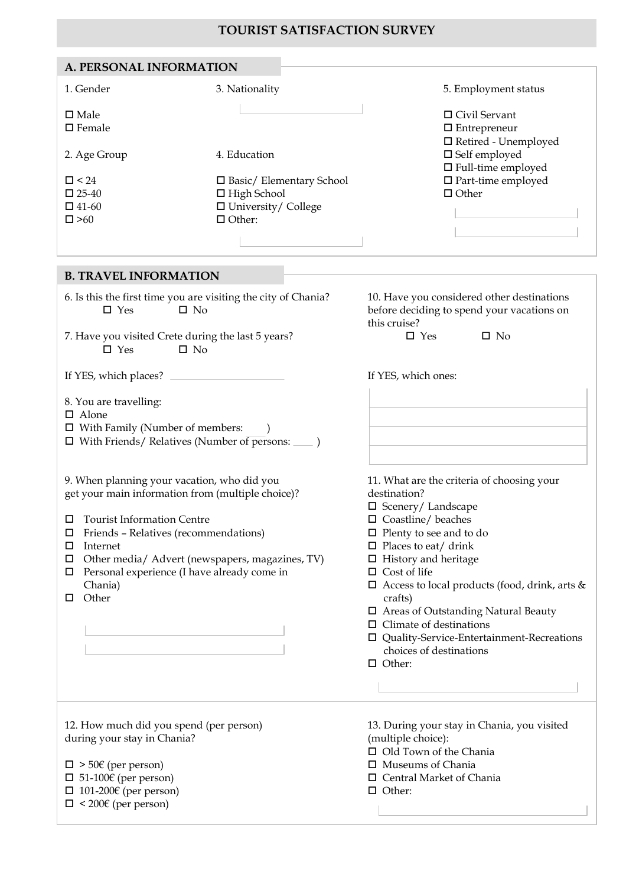# TOURIST SATISFACTION SURVEY

## A. PERSONAL INFORMATION

1. Gender

- ☐ Male
- ☐ Female

2. Age Group

- ☐ < 24
- ☐ 25-40
- ☐ 41-60
- ☐ >60

3. Nationality

______________________

4. Education

- ☐ Basic/ Elementary School
- ☐ High School
- ☐ University/ College
- ☐ Other:

______________________

5. Employment status

- ☐ Civil Servant
- ☐ Entrepreneur
- ☐ Retired - Unemployed
- ☐ Self employed
- ☐ Full-time employed
- ☐ Part-time employed
- ☐ Other

______________________

______________________

## B. TRAVEL INFORMATION

6. Is this the first time you are visiting the city of Chania?
   ☐ Yes ☐ No

7. Have you visited Crete during the last 5 years?
   ☐ Yes ☐ No

If YES, which places? ______________________

8. You are travelling:

- ☐ Alone
- ☐ With Family (Number of members: ____ )
- ☐ With Friends/ Relatives (Number of persons: ____ )

9. When planning your vacation, who did you get your main information from (multiple choice)?

- ☐ Tourist Information Centre
- ☐ Friends – Relatives (recommendations)
- ☐ Internet
- ☐ Other media/ Advert (newspapers, magazines, TV)
- ☐ Personal experience (I have already come in Chania)
- ☐ Other

______________________

______________________

10. Have you considered other destinations before deciding to spend your vacations on this cruise?
    ☐ Yes ☐ No

If YES, which ones:

______________________

______________________

______________________

______________________

11. What are the criteria of choosing your destination?

- ☐ Scenery/ Landscape
- ☐ Coastline/ beaches
- ☐ Plenty to see and to do
- ☐ Places to eat/ drink
- ☐ History and heritage
- ☐ Cost of life
- ☐ Access to local products (food, drink, arts & crafts)
- ☐ Areas of Outstanding Natural Beauty
- ☐ Climate of destinations
- ☐ Quality-Service-Entertainment-Recreations choices of destinations
- ☐ Other:

______________________

12. How much did you spend (per person) during your stay in Chania?

- ☐ > 50€ (per person)
- ☐ 51-100€ (per person)
- ☐ 101-200€ (per person)
- ☐ < 200€ (per person)

13. During your stay in Chania, you visited (multiple choice):

- ☐ Old Town of the Chania
- ☐ Museums of Chania
- ☐ Central Market of Chania
- ☐ Other:

______________________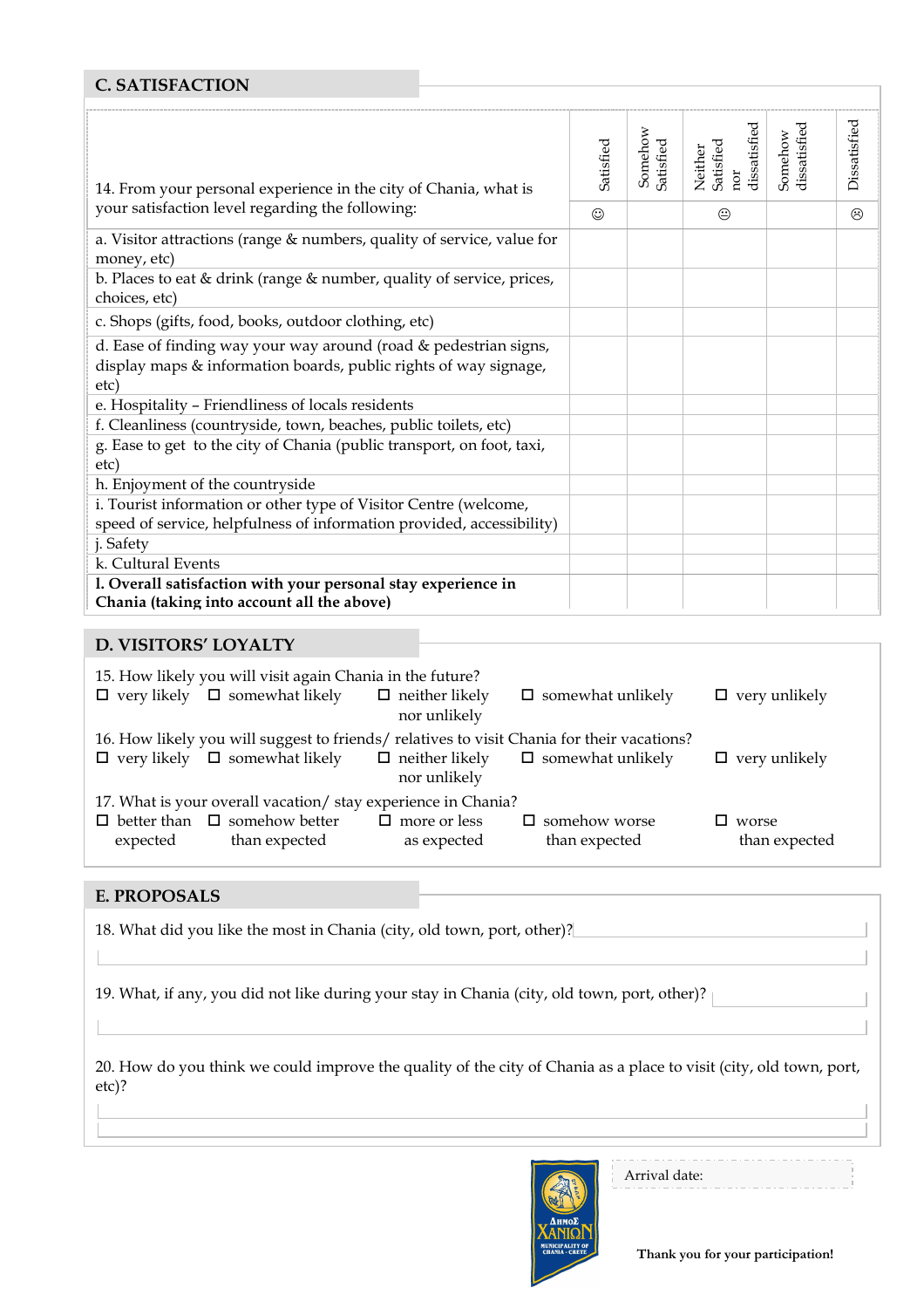## C. SATISFACTION

| 14. From your personal experience in the city of Chania, what is your satisfaction level regarding the following: | Satisfied ☺ | Somehow Satisfied | Neither Satisfied nor dissatisfied 😐 | Somehow dissatisfied | Dissatisfied ☹ |
|---|---|---|---|---|---|
| a. Visitor attractions (range & numbers, quality of service, value for money, etc) | | | | | |
| b. Places to eat & drink (range & number, quality of service, prices, choices, etc) | | | | | |
| c. Shops (gifts, food, books, outdoor clothing, etc) | | | | | |
| d. Ease of finding way your way around (road & pedestrian signs, display maps & information boards, public rights of way signage, etc) | | | | | |
| e. Hospitality – Friendliness of locals residents | | | | | |
| f. Cleanliness (countryside, town, beaches, public toilets, etc) | | | | | |
| g. Ease to get to the city of Chania (public transport, on foot, taxi, etc) | | | | | |
| h. Enjoyment of the countryside | | | | | |
| i. Tourist information or other type of Visitor Centre (welcome, speed of service, helpfulness of information provided, accessibility) | | | | | |
| j. Safety | | | | | |
| k. Cultural Events | | | | | |
| **l. Overall satisfaction with your personal stay experience in Chania (taking into account all the above)** | | | | | |

## D. VISITORS' LOYALTY

15. How likely you will visit again Chania in the future?

☐ very likely ☐ somewhat likely ☐ neither likely nor unlikely ☐ somewhat unlikely ☐ very unlikely

16. How likely you will suggest to friends/ relatives to visit Chania for their vacations?

☐ very likely ☐ somewhat likely ☐ neither likely nor unlikely ☐ somewhat unlikely ☐ very unlikely

17. What is your overall vacation/ stay experience in Chania?

☐ better than expected ☐ somehow better than expected ☐ more or less as expected ☐ somehow worse than expected ☐ worse than expected

## E. PROPOSALS

18. What did you like the most in Chania (city, old town, port, other)?

19. What, if any, you did not like during your stay in Chania (city, old town, port, other)?

20. How do you think we could improve the quality of the city of Chania as a place to visit (city, old town, port, etc)?

ΔΗΜΟΣ ΧΑΝΙΩΝ
MUNICIPALITY OF CHANIA - CRETE

Arrival date:

**Thank you for your participation!**